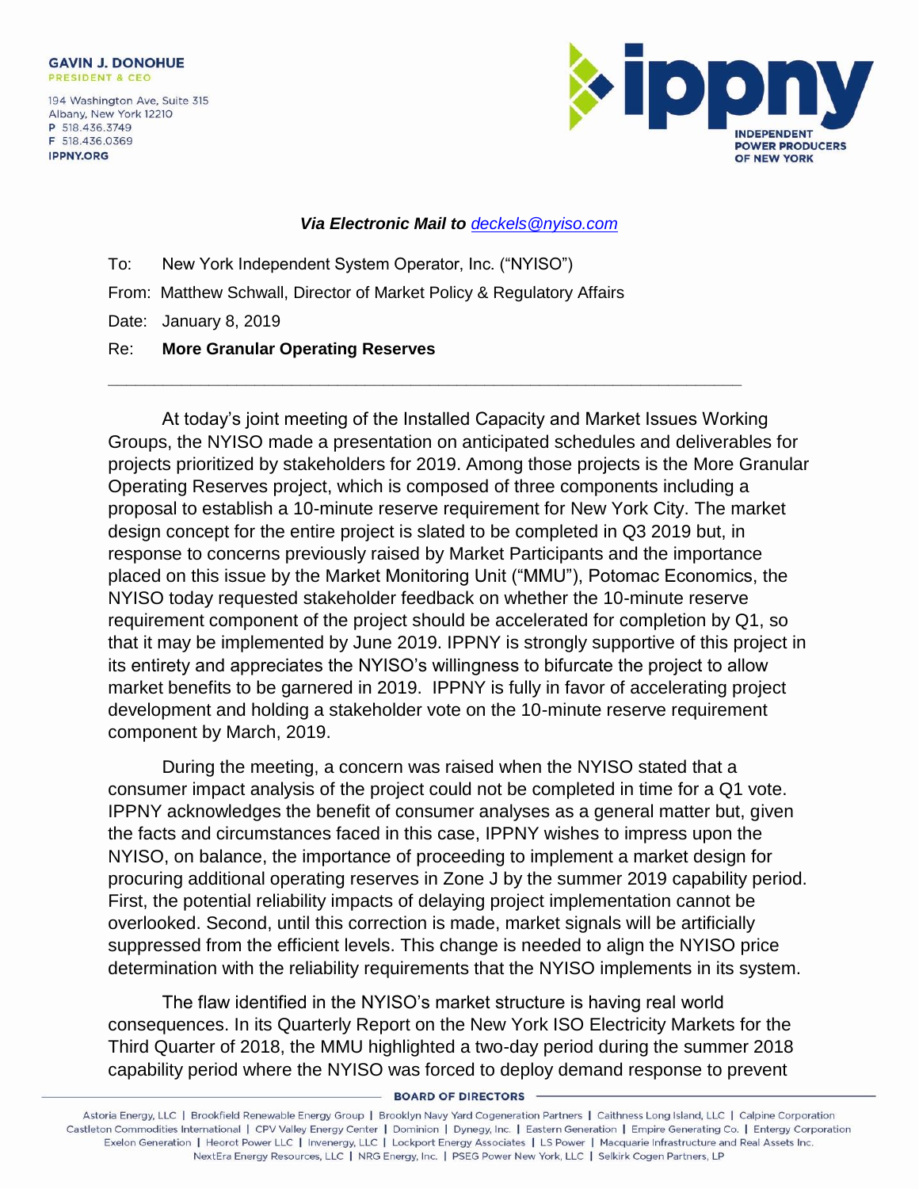**GAVIN J. DONOHUE**
PRESIDENT & CEO

194 Washington Ave, Suite 315
Albany, New York 12210
P 518.436.3749
F 518.436.0369
IPPNY.ORG

**ippny**
INDEPENDENT POWER PRODUCERS OF NEW YORK

***Via Electronic Mail to deckels@nyiso.com***

To: New York Independent System Operator, Inc. ("NYISO")

From: Matthew Schwall, Director of Market Policy & Regulatory Affairs

Date: January 8, 2019

Re: **More Granular Operating Reserves**

---

At today's joint meeting of the Installed Capacity and Market Issues Working Groups, the NYISO made a presentation on anticipated schedules and deliverables for projects prioritized by stakeholders for 2019. Among those projects is the More Granular Operating Reserves project, which is composed of three components including a proposal to establish a 10-minute reserve requirement for New York City. The market design concept for the entire project is slated to be completed in Q3 2019 but, in response to concerns previously raised by Market Participants and the importance placed on this issue by the Market Monitoring Unit ("MMU"), Potomac Economics, the NYISO today requested stakeholder feedback on whether the 10-minute reserve requirement component of the project should be accelerated for completion by Q1, so that it may be implemented by June 2019. IPPNY is strongly supportive of this project in its entirety and appreciates the NYISO's willingness to bifurcate the project to allow market benefits to be garnered in 2019. IPPNY is fully in favor of accelerating project development and holding a stakeholder vote on the 10-minute reserve requirement component by March, 2019.

During the meeting, a concern was raised when the NYISO stated that a consumer impact analysis of the project could not be completed in time for a Q1 vote. IPPNY acknowledges the benefit of consumer analyses as a general matter but, given the facts and circumstances faced in this case, IPPNY wishes to impress upon the NYISO, on balance, the importance of proceeding to implement a market design for procuring additional operating reserves in Zone J by the summer 2019 capability period. First, the potential reliability impacts of delaying project implementation cannot be overlooked. Second, until this correction is made, market signals will be artificially suppressed from the efficient levels. This change is needed to align the NYISO price determination with the reliability requirements that the NYISO implements in its system.

The flaw identified in the NYISO's market structure is having real world consequences. In its Quarterly Report on the New York ISO Electricity Markets for the Third Quarter of 2018, the MMU highlighted a two-day period during the summer 2018 capability period where the NYISO was forced to deploy demand response to prevent

**BOARD OF DIRECTORS**

Astoria Energy, LLC | Brookfield Renewable Energy Group | Brooklyn Navy Yard Cogeneration Partners | Caithness Long Island, LLC | Calpine Corporation
Castleton Commodities International | CPV Valley Energy Center | Dominion | Dynegy, Inc. | Eastern Generation | Empire Generating Co. | Entergy Corporation
Exelon Generation | Heorot Power LLC | Invenergy, LLC | Lockport Energy Associates | LS Power | Macquarie Infrastructure and Real Assets Inc.
NextEra Energy Resources, LLC | NRG Energy, Inc. | PSEG Power New York, LLC | Selkirk Cogen Partners, LP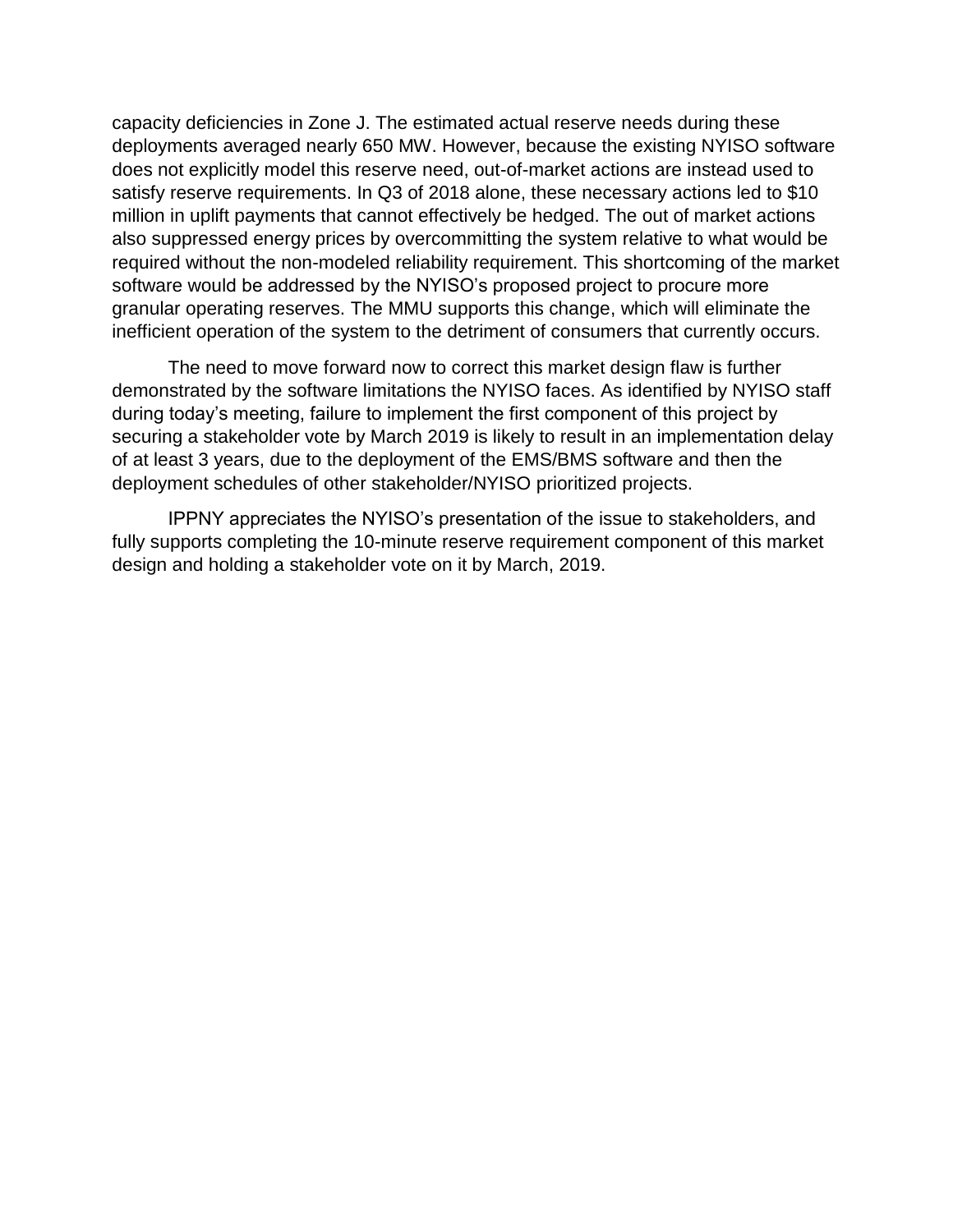capacity deficiencies in Zone J. The estimated actual reserve needs during these deployments averaged nearly 650 MW. However, because the existing NYISO software does not explicitly model this reserve need, out-of-market actions are instead used to satisfy reserve requirements. In Q3 of 2018 alone, these necessary actions led to $10 million in uplift payments that cannot effectively be hedged. The out of market actions also suppressed energy prices by overcommitting the system relative to what would be required without the non-modeled reliability requirement. This shortcoming of the market software would be addressed by the NYISO's proposed project to procure more granular operating reserves. The MMU supports this change, which will eliminate the inefficient operation of the system to the detriment of consumers that currently occurs.

The need to move forward now to correct this market design flaw is further demonstrated by the software limitations the NYISO faces. As identified by NYISO staff during today's meeting, failure to implement the first component of this project by securing a stakeholder vote by March 2019 is likely to result in an implementation delay of at least 3 years, due to the deployment of the EMS/BMS software and then the deployment schedules of other stakeholder/NYISO prioritized projects.

IPPNY appreciates the NYISO's presentation of the issue to stakeholders, and fully supports completing the 10-minute reserve requirement component of this market design and holding a stakeholder vote on it by March, 2019.